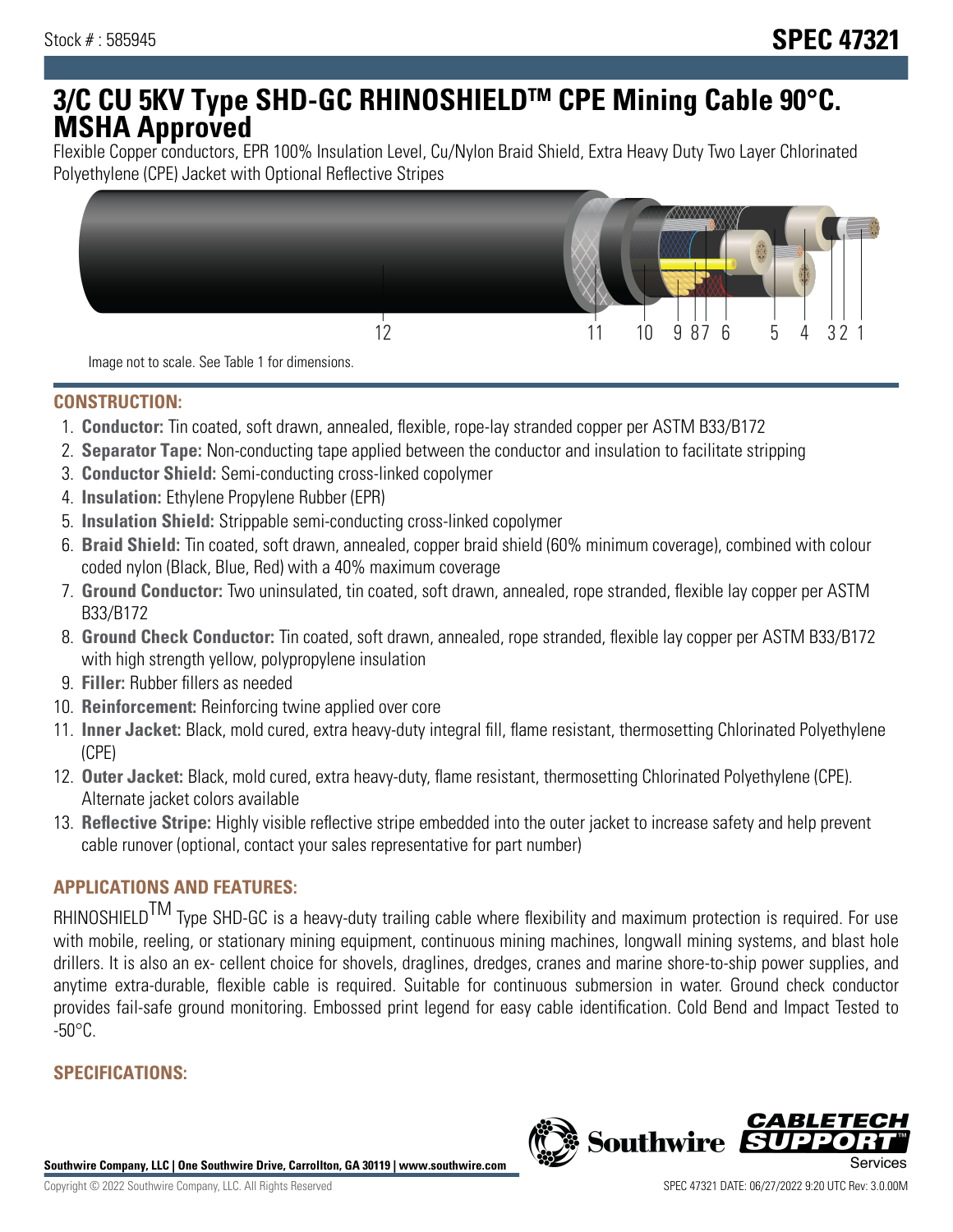Stock # : 585945

# SPEC 47321

# 3/C CU 5KV Type SHD-GC RHINOSHIELDTM CPE Mining Cable 90°C. MSHA Approved

Flexible Copper conductors, EPR 100% Insulation Level, Cu/Nylon Braid Shield, Extra Heavy Duty Two Layer Chlorinated Polyethylene (CPE) Jacket with Optional Reflective Stripes

12 11 10 9 8 7 6 5 4 3 2 1

Image not to scale. See Table 1 for dimensions.

## CONSTRUCTION:

1. **Conductor:** Tin coated, soft drawn, annealed, flexible, rope-lay stranded copper per ASTM B33/B172
2. **Separator Tape:** Non-conducting tape applied between the conductor and insulation to facilitate stripping
3. **Conductor Shield:** Semi-conducting cross-linked copolymer
4. **Insulation:** Ethylene Propylene Rubber (EPR)
5. **Insulation Shield:** Strippable semi-conducting cross-linked copolymer
6. **Braid Shield:** Tin coated, soft drawn, annealed, copper braid shield (60% minimum coverage), combined with colour coded nylon (Black, Blue, Red) with a 40% maximum coverage
7. **Ground Conductor:** Two uninsulated, tin coated, soft drawn, annealed, rope stranded, flexible lay copper per ASTM B33/B172
8. **Ground Check Conductor:** Tin coated, soft drawn, annealed, rope stranded, flexible lay copper per ASTM B33/B172 with high strength yellow, polypropylene insulation
9. **Filler:** Rubber fillers as needed
10. **Reinforcement:** Reinforcing twine applied over core
11. **Inner Jacket:** Black, mold cured, extra heavy-duty integral fill, flame resistant, thermosetting Chlorinated Polyethylene (CPE)
12. **Outer Jacket:** Black, mold cured, extra heavy-duty, flame resistant, thermosetting Chlorinated Polyethylene (CPE). Alternate jacket colors available
13. **Reflective Stripe:** Highly visible reflective stripe embedded into the outer jacket to increase safety and help prevent cable runover (optional, contact your sales representative for part number)

## APPLICATIONS AND FEATURES:

RHINOSHIELDTM Type SHD-GC is a heavy-duty trailing cable where flexibility and maximum protection is required. For use with mobile, reeling, or stationary mining equipment, continuous mining machines, longwall mining systems, and blast hole drillers. It is also an ex- cellent choice for shovels, draglines, dredges, cranes and marine shore-to-ship power supplies, and anytime extra-durable, flexible cable is required. Suitable for continuous submersion in water. Ground check conductor provides fail-safe ground monitoring. Embossed print legend for easy cable identification. Cold Bend and Impact Tested to -50°C.

## SPECIFICATIONS:

Southwire Company, LLC | One Southwire Drive, Carrollton, GA 30119 | www.southwire.com

Copyright © 2022 Southwire Company, LLC. All Rights Reserved

SPEC 47321 DATE: 06/27/2022 9:20 UTC Rev: 3.0.00M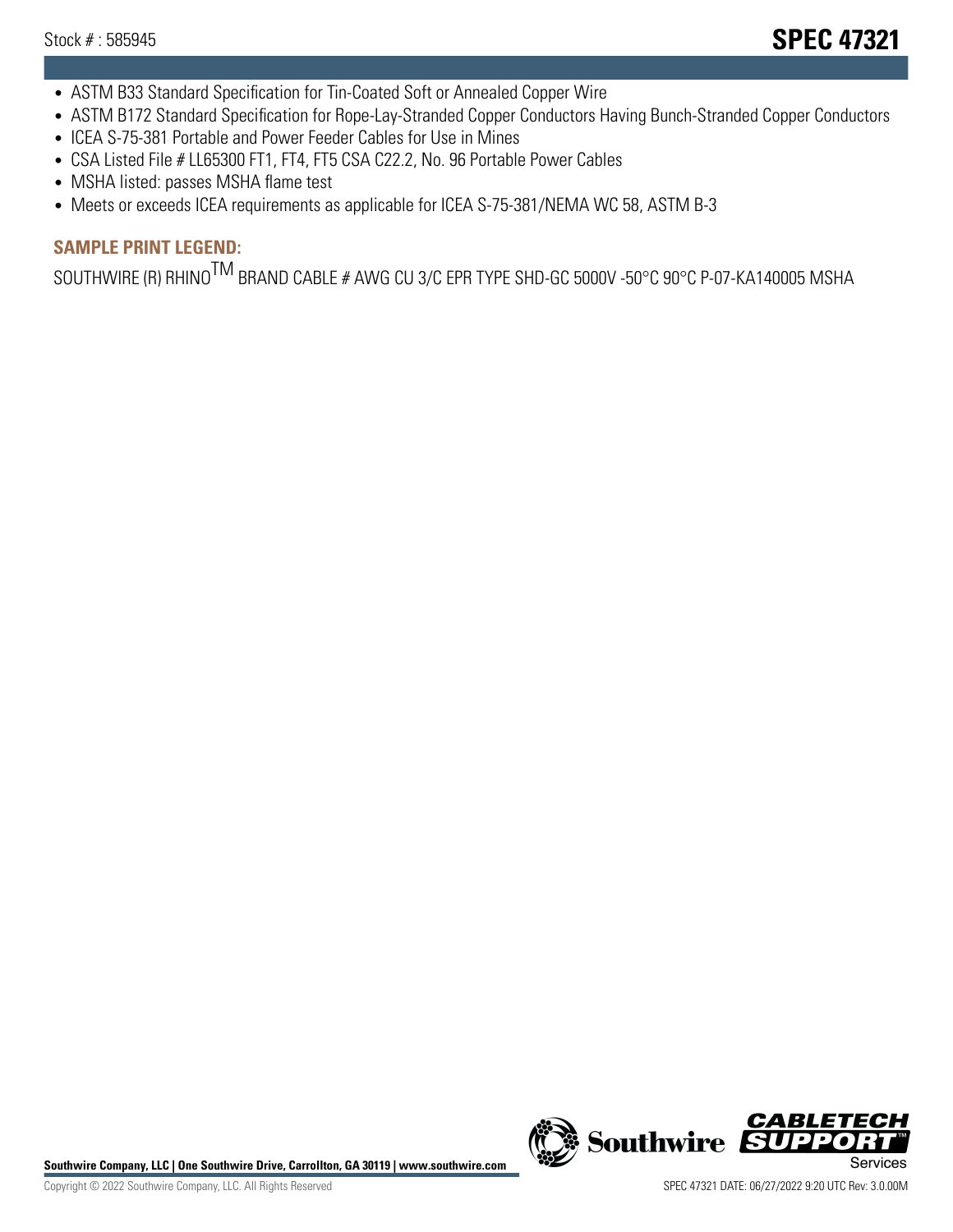- ASTM B33 Standard Specification for Tin-Coated Soft or Annealed Copper Wire
- ASTM B172 Standard Specification for Rope-Lay-Stranded Copper Conductors Having Bunch-Stranded Copper Conductors
- ICEA S-75-381 Portable and Power Feeder Cables for Use in Mines
- CSA Listed File # LL65300 FT1, FT4, FT5 CSA C22.2, No. 96 Portable Power Cables
- MSHA listed: passes MSHA flame test
- Meets or exceeds ICEA requirements as applicable for ICEA S-75-381/NEMA WC 58, ASTM B-3

## SAMPLE PRINT LEGEND:

SOUTHWIRE (R) RHINO$^{TM}$ BRAND CABLE # AWG CU 3/C EPR TYPE SHD-GC 5000V -50°C 90°C P-07-KA140005 MSHA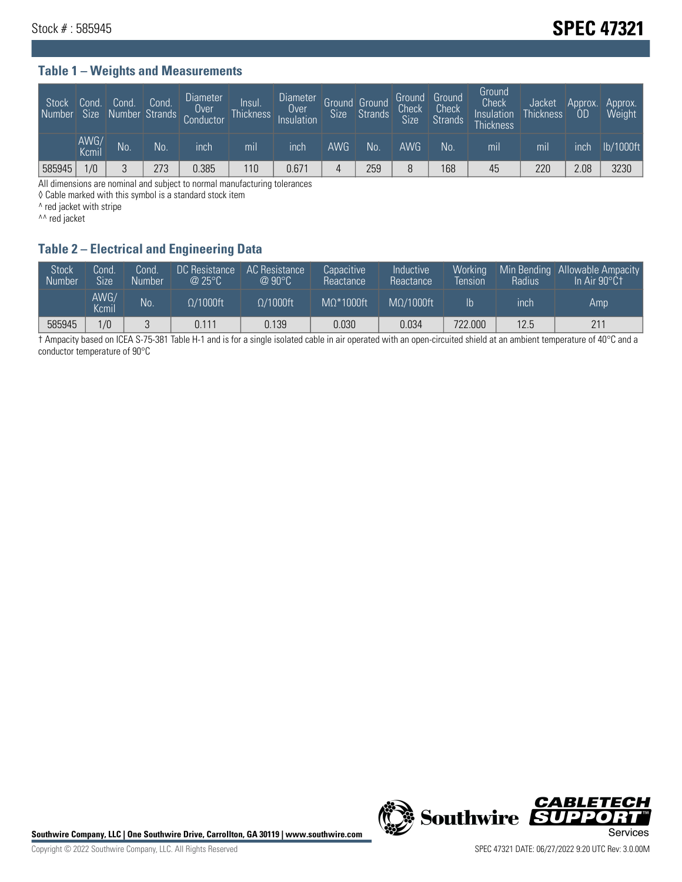Stock # : 585945

# SPEC 47321

## Table 1 – Weights and Measurements

| Stock Number | Cond. Size | Cond. Number | Cond. Strands | Diameter Over Conductor | Insul. Thickness | Diameter Over Insulation | Ground Size | Ground Strands | Ground Check Size | Ground Check Strands | Ground Check Insulation Thickness | Jacket Thickness | Approx. OD | Approx. Weight |
|---|---|---|---|---|---|---|---|---|---|---|---|---|---|---|
| | AWG/ Kcmil | No. | No. | inch | mil | inch | AWG | No. | AWG | No. | mil | mil | inch | lb/1000ft |
| 585945 | 1/0 | 3 | 273 | 0.385 | 110 | 0.671 | 4 | 259 | 8 | 168 | 45 | 220 | 2.08 | 3230 |

All dimensions are nominal and subject to normal manufacturing tolerances

◊ Cable marked with this symbol is a standard stock item

^ red jacket with stripe

^^ red jacket

## Table 2 – Electrical and Engineering Data

| Stock Number | Cond. Size | Cond. Number | DC Resistance @ 25°C | AC Resistance @ 90°C | Capacitive Reactance | Inductive Reactance | Working Tension | Min Bending Radius | Allowable Ampacity In Air 90°C† |
|---|---|---|---|---|---|---|---|---|---|
| | AWG/ Kcmil | No. | Ω/1000ft | Ω/1000ft | MΩ*1000ft | MΩ/1000ft | lb | inch | Amp |
| 585945 | 1/0 | 3 | 0.111 | 0.139 | 0.030 | 0.034 | 722.000 | 12.5 | 211 |

† Ampacity based on ICEA S-75-381 Table H-1 and is for a single isolated cable in air operated with an open-circuited shield at an ambient temperature of 40°C and a conductor temperature of 90°C

**Southwire Company, LLC | One Southwire Drive, Carrollton, GA 30119 | www.southwire.com**

Copyright © 2022 Southwire Company, LLC. All Rights Reserved

SPEC 47321 DATE: 06/27/2022 9:20 UTC Rev: 3.0.00M